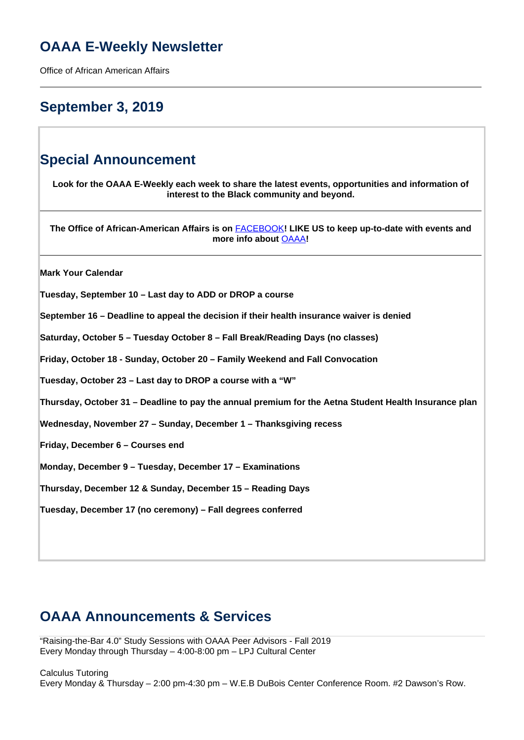# OAAA E-Weekly Newsletter

Office of African American Affairs

---

## September 3, 2019

## Special Announcement

**Look for the OAAA E-Weekly each week to share the latest events, opportunities and information of interest to the Black community and beyond.**

---

**The Office of African-American Affairs is on [FACEBOOK](#)! LIKE US to keep up-to-date with events and more info about [OAAA](#)!**

---

**Mark Your Calendar**

**Tuesday, September 10 – Last day to ADD or DROP a course**

**September 16 – Deadline to appeal the decision if their health insurance waiver is denied**

**Saturday, October 5 – Tuesday October 8 – Fall Break/Reading Days (no classes)**

**Friday, October 18 - Sunday, October 20 – Family Weekend and Fall Convocation**

**Tuesday, October 23 – Last day to DROP a course with a "W"**

**Thursday, October 31 – Deadline to pay the annual premium for the Aetna Student Health Insurance plan**

**Wednesday, November 27 – Sunday, December 1 – Thanksgiving recess**

**Friday, December 6 – Courses end**

**Monday, December 9 – Tuesday, December 17 – Examinations**

**Thursday, December 12 & Sunday, December 15 – Reading Days**

**Tuesday, December 17 (no ceremony) – Fall degrees conferred**

## OAAA Announcements & Services

"Raising-the-Bar 4.0" Study Sessions with OAAA Peer Advisors - Fall 2019
Every Monday through Thursday – 4:00-8:00 pm – LPJ Cultural Center

Calculus Tutoring
Every Monday & Thursday – 2:00 pm-4:30 pm – W.E.B DuBois Center Conference Room. #2 Dawson's Row.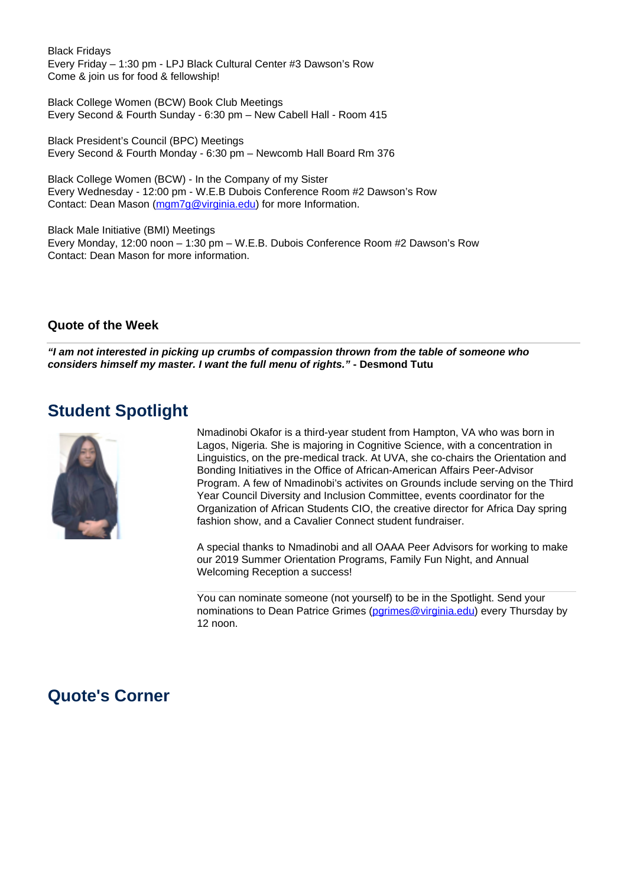Black Fridays
Every Friday – 1:30 pm - LPJ Black Cultural Center #3 Dawson's Row
Come & join us for food & fellowship!

Black College Women (BCW) Book Club Meetings
Every Second & Fourth Sunday - 6:30 pm – New Cabell Hall - Room 415

Black President's Council (BPC) Meetings
Every Second & Fourth Monday - 6:30 pm – Newcomb Hall Board Rm 376

Black College Women (BCW) - In the Company of my Sister
Every Wednesday - 12:00 pm - W.E.B Dubois Conference Room #2 Dawson's Row
Contact: Dean Mason (mgm7g@virginia.edu) for more Information.

Black Male Initiative (BMI) Meetings
Every Monday, 12:00 noon – 1:30 pm – W.E.B. Dubois Conference Room #2 Dawson's Row
Contact: Dean Mason for more information.

### Quote of the Week

***"I am not interested in picking up crumbs of compassion thrown from the table of someone who considers himself my master. I want the full menu of rights."*** **- Desmond Tutu**

## Student Spotlight

Nmadinobi Okafor is a third-year student from Hampton, VA who was born in Lagos, Nigeria. She is majoring in Cognitive Science, with a concentration in Linguistics, on the pre-medical track. At UVA, she co-chairs the Orientation and Bonding Initiatives in the Office of African-American Affairs Peer-Advisor Program. A few of Nmadinobi's activites on Grounds include serving on the Third Year Council Diversity and Inclusion Committee, events coordinator for the Organization of African Students CIO, the creative director for Africa Day spring fashion show, and a Cavalier Connect student fundraiser.

A special thanks to Nmadinobi and all OAAA Peer Advisors for working to make our 2019 Summer Orientation Programs, Family Fun Night, and Annual Welcoming Reception a success!

You can nominate someone (not yourself) to be in the Spotlight. Send your nominations to Dean Patrice Grimes (pgrimes@virginia.edu) every Thursday by 12 noon.

## Quote's Corner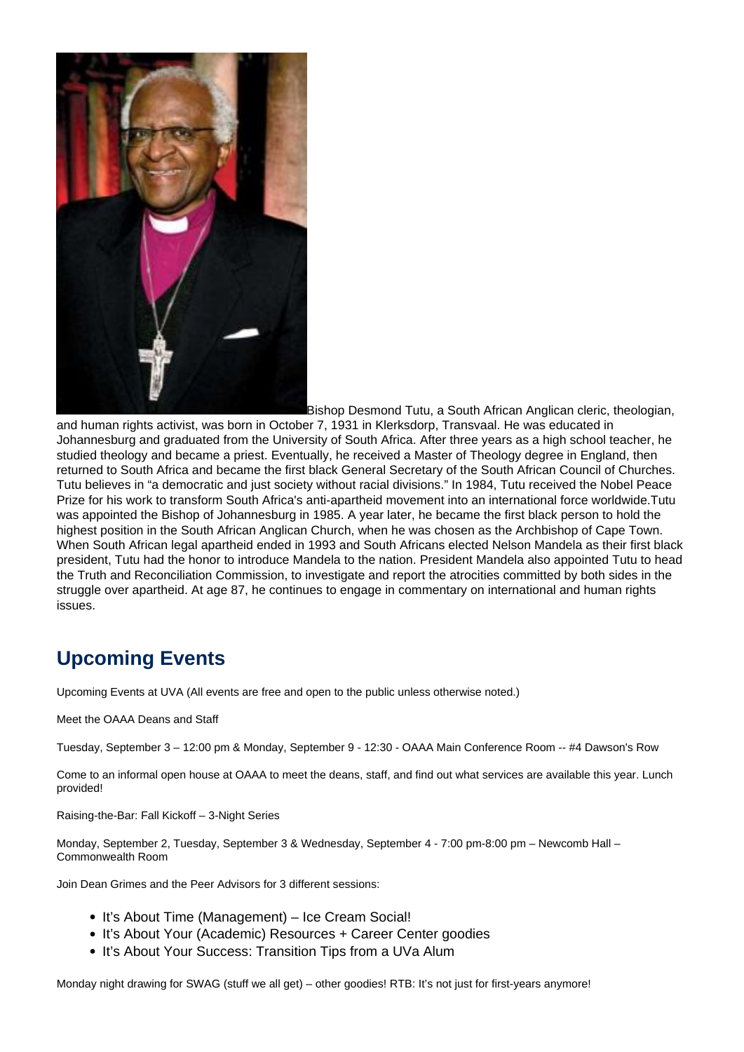Bishop Desmond Tutu, a South African Anglican cleric, theologian, and human rights activist, was born in October 7, 1931 in Klerksdorp, Transvaal. He was educated in Johannesburg and graduated from the University of South Africa. After three years as a high school teacher, he studied theology and became a priest. Eventually, he received a Master of Theology degree in England, then returned to South Africa and became the first black General Secretary of the South African Council of Churches. Tutu believes in "a democratic and just society without racial divisions." In 1984, Tutu received the Nobel Peace Prize for his work to transform South Africa's anti-apartheid movement into an international force worldwide.Tutu was appointed the Bishop of Johannesburg in 1985. A year later, he became the first black person to hold the highest position in the South African Anglican Church, when he was chosen as the Archbishop of Cape Town. When South African legal apartheid ended in 1993 and South Africans elected Nelson Mandela as their first black president, Tutu had the honor to introduce Mandela to the nation. President Mandela also appointed Tutu to head the Truth and Reconciliation Commission, to investigate and report the atrocities committed by both sides in the struggle over apartheid. At age 87, he continues to engage in commentary on international and human rights issues.

## Upcoming Events

Upcoming Events at UVA (All events are free and open to the public unless otherwise noted.)

Meet the OAAA Deans and Staff

Tuesday, September 3 – 12:00 pm & Monday, September 9 - 12:30 - OAAA Main Conference Room -- #4 Dawson's Row

Come to an informal open house at OAAA to meet the deans, staff, and find out what services are available this year. Lunch provided!

Raising-the-Bar: Fall Kickoff – 3-Night Series

Monday, September 2, Tuesday, September 3 & Wednesday, September 4 - 7:00 pm-8:00 pm – Newcomb Hall – Commonwealth Room

Join Dean Grimes and the Peer Advisors for 3 different sessions:

- It's About Time (Management) – Ice Cream Social!
- It's About Your (Academic) Resources + Career Center goodies
- It's About Your Success: Transition Tips from a UVa Alum

Monday night drawing for SWAG (stuff we all get) – other goodies! RTB: It's not just for first-years anymore!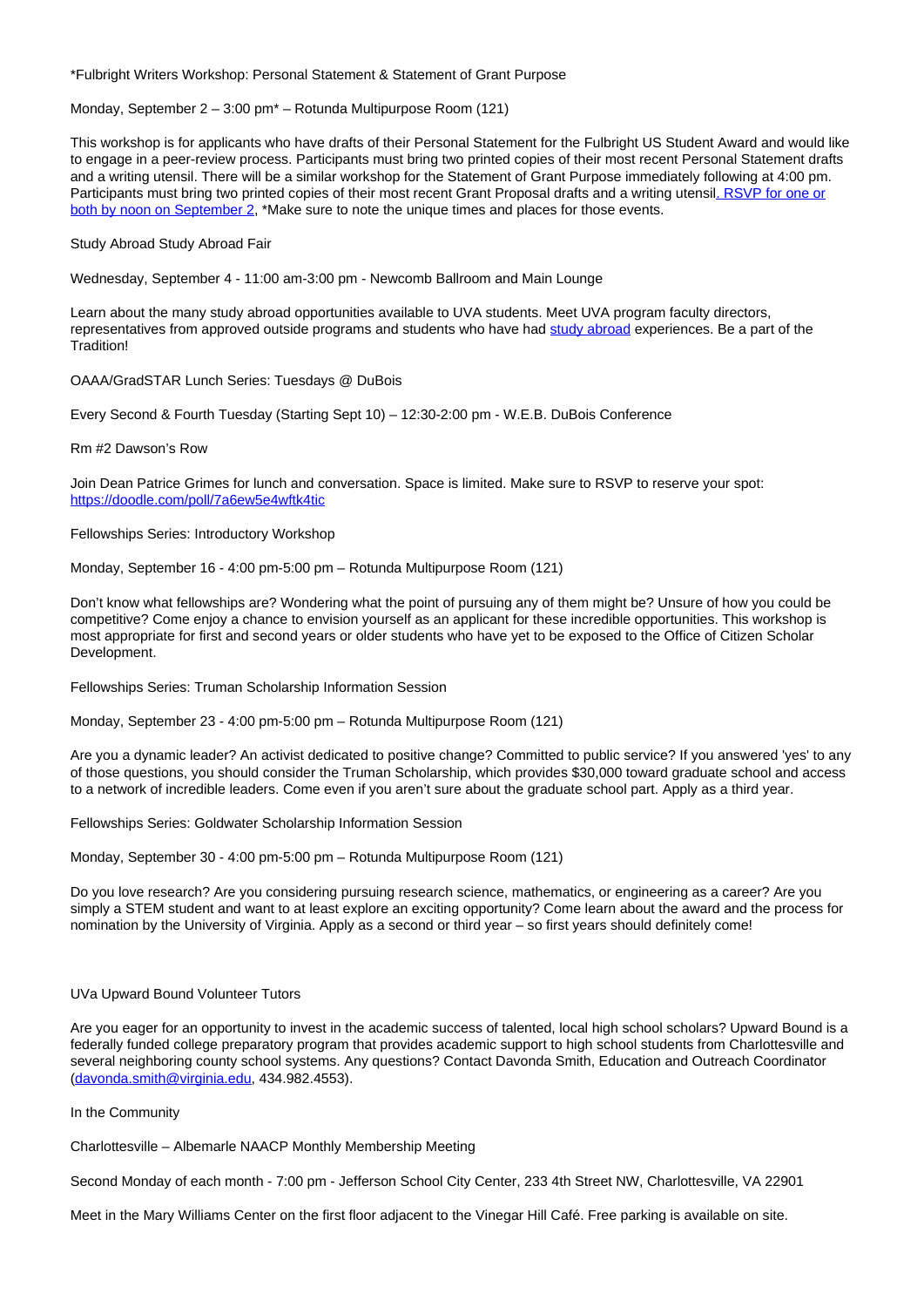*Fulbright Writers Workshop: Personal Statement & Statement of Grant Purpose

Monday, September 2 – 3:00 pm* – Rotunda Multipurpose Room (121)

This workshop is for applicants who have drafts of their Personal Statement for the Fulbright US Student Award and would like to engage in a peer-review process. Participants must bring two printed copies of their most recent Personal Statement drafts and a writing utensil. There will be a similar workshop for the Statement of Grant Purpose immediately following at 4:00 pm. Participants must bring two printed copies of their most recent Grant Proposal drafts and a writing utensil. RSVP for one or both by noon on September 2, *Make sure to note the unique times and places for those events.

Study Abroad Study Abroad Fair

Wednesday, September 4 - 11:00 am-3:00 pm - Newcomb Ballroom and Main Lounge

Learn about the many study abroad opportunities available to UVA students. Meet UVA program faculty directors, representatives from approved outside programs and students who have had study abroad experiences. Be a part of the Tradition!

OAAA/GradSTAR Lunch Series: Tuesdays @ DuBois

Every Second & Fourth Tuesday (Starting Sept 10) – 12:30-2:00 pm - W.E.B. DuBois Conference

Rm #2 Dawson's Row

Join Dean Patrice Grimes for lunch and conversation. Space is limited. Make sure to RSVP to reserve your spot: https://doodle.com/poll/7a6ew5e4wftk4tic

Fellowships Series: Introductory Workshop

Monday, September 16 - 4:00 pm-5:00 pm – Rotunda Multipurpose Room (121)

Don't know what fellowships are? Wondering what the point of pursuing any of them might be? Unsure of how you could be competitive? Come enjoy a chance to envision yourself as an applicant for these incredible opportunities. This workshop is most appropriate for first and second years or older students who have yet to be exposed to the Office of Citizen Scholar Development.

Fellowships Series: Truman Scholarship Information Session

Monday, September 23 - 4:00 pm-5:00 pm – Rotunda Multipurpose Room (121)

Are you a dynamic leader? An activist dedicated to positive change? Committed to public service? If you answered 'yes' to any of those questions, you should consider the Truman Scholarship, which provides $30,000 toward graduate school and access to a network of incredible leaders. Come even if you aren't sure about the graduate school part. Apply as a third year.

Fellowships Series: Goldwater Scholarship Information Session

Monday, September 30 - 4:00 pm-5:00 pm – Rotunda Multipurpose Room (121)

Do you love research? Are you considering pursuing research science, mathematics, or engineering as a career? Are you simply a STEM student and want to at least explore an exciting opportunity? Come learn about the award and the process for nomination by the University of Virginia. Apply as a second or third year – so first years should definitely come!

UVa Upward Bound Volunteer Tutors

Are you eager for an opportunity to invest in the academic success of talented, local high school scholars? Upward Bound is a federally funded college preparatory program that provides academic support to high school students from Charlottesville and several neighboring county school systems. Any questions? Contact Davonda Smith, Education and Outreach Coordinator (davonda.smith@virginia.edu, 434.982.4553).

In the Community

Charlottesville – Albemarle NAACP Monthly Membership Meeting

Second Monday of each month - 7:00 pm - Jefferson School City Center, 233 4th Street NW, Charlottesville, VA 22901

Meet in the Mary Williams Center on the first floor adjacent to the Vinegar Hill Café. Free parking is available on site.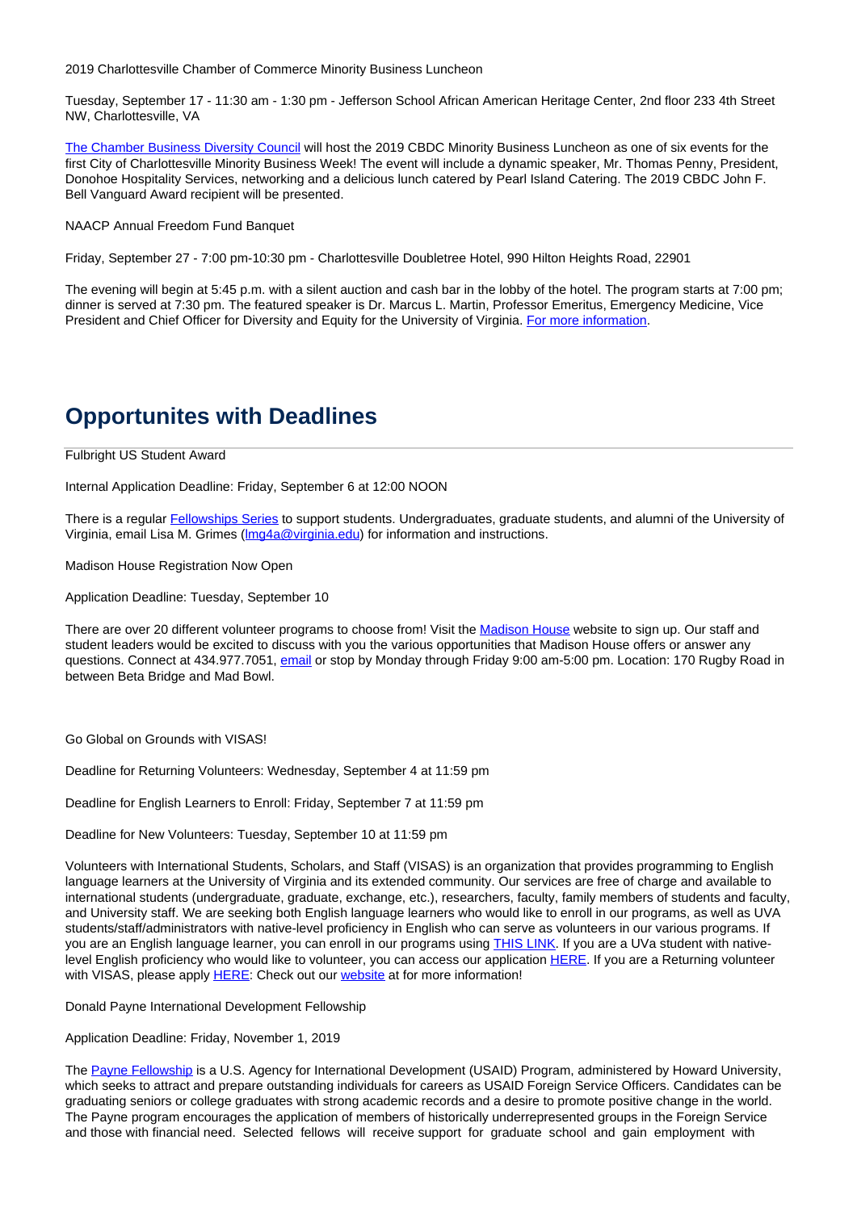2019 Charlottesville Chamber of Commerce Minority Business Luncheon

Tuesday, September 17 - 11:30 am - 1:30 pm - Jefferson School African American Heritage Center, 2nd floor 233 4th Street NW, Charlottesville, VA

The Chamber Business Diversity Council will host the 2019 CBDC Minority Business Luncheon as one of six events for the first City of Charlottesville Minority Business Week! The event will include a dynamic speaker, Mr. Thomas Penny, President, Donohoe Hospitality Services, networking and a delicious lunch catered by Pearl Island Catering. The 2019 CBDC John F. Bell Vanguard Award recipient will be presented.

NAACP Annual Freedom Fund Banquet

Friday, September 27 - 7:00 pm-10:30 pm - Charlottesville Doubletree Hotel, 990 Hilton Heights Road, 22901

The evening will begin at 5:45 p.m. with a silent auction and cash bar in the lobby of the hotel. The program starts at 7:00 pm; dinner is served at 7:30 pm. The featured speaker is Dr. Marcus L. Martin, Professor Emeritus, Emergency Medicine, Vice President and Chief Officer for Diversity and Equity for the University of Virginia. For more information.

## Opportunites with Deadlines

Fulbright US Student Award

Internal Application Deadline: Friday, September 6 at 12:00 NOON

There is a regular Fellowships Series to support students. Undergraduates, graduate students, and alumni of the University of Virginia, email Lisa M. Grimes (lmg4a@virginia.edu) for information and instructions.

Madison House Registration Now Open

Application Deadline: Tuesday, September 10

There are over 20 different volunteer programs to choose from! Visit the Madison House website to sign up. Our staff and student leaders would be excited to discuss with you the various opportunities that Madison House offers or answer any questions. Connect at 434.977.7051, email or stop by Monday through Friday 9:00 am-5:00 pm. Location: 170 Rugby Road in between Beta Bridge and Mad Bowl.

Go Global on Grounds with VISAS!

Deadline for Returning Volunteers: Wednesday, September 4 at 11:59 pm

Deadline for English Learners to Enroll: Friday, September 7 at 11:59 pm

Deadline for New Volunteers: Tuesday, September 10 at 11:59 pm

Volunteers with International Students, Scholars, and Staff (VISAS) is an organization that provides programming to English language learners at the University of Virginia and its extended community. Our services are free of charge and available to international students (undergraduate, graduate, exchange, etc.), researchers, faculty, family members of students and faculty, and University staff. We are seeking both English language learners who would like to enroll in our programs, as well as UVA students/staff/administrators with native-level proficiency in English who can serve as volunteers in our various programs. If you are an English language learner, you can enroll in our programs using THIS LINK. If you are a UVa student with native-level English proficiency who would like to volunteer, you can access our application HERE. If you are a Returning volunteer with VISAS, please apply HERE: Check out our website at for more information!

Donald Payne International Development Fellowship

Application Deadline: Friday, November 1, 2019

The Payne Fellowship is a U.S. Agency for International Development (USAID) Program, administered by Howard University, which seeks to attract and prepare outstanding individuals for careers as USAID Foreign Service Officers. Candidates can be graduating seniors or college graduates with strong academic records and a desire to promote positive change in the world. The Payne program encourages the application of members of historically underrepresented groups in the Foreign Service and those with financial need. Selected fellows will receive support for graduate school and gain employment with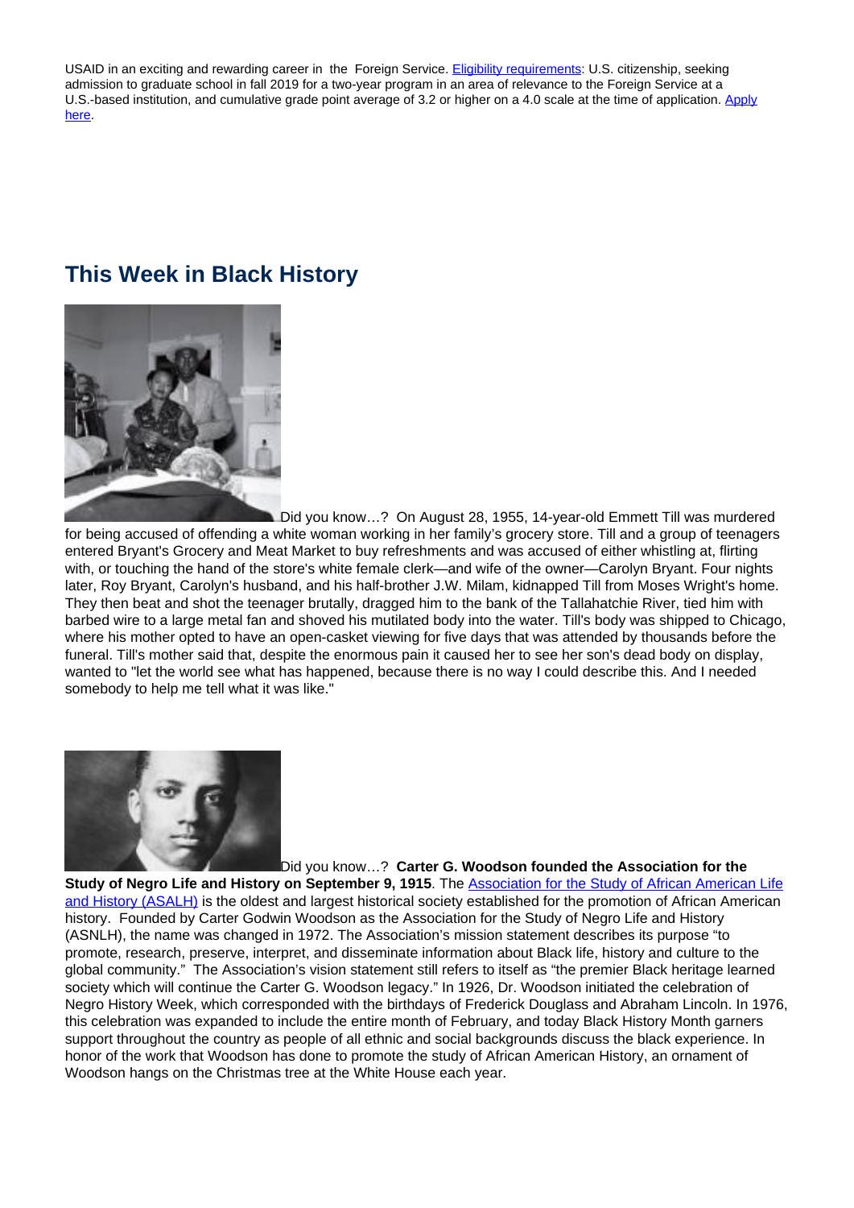USAID in an exciting and rewarding career in the Foreign Service. [Eligibility requirements](): U.S. citizenship, seeking admission to graduate school in fall 2019 for a two-year program in an area of relevance to the Foreign Service at a U.S.-based institution, and cumulative grade point average of 3.2 or higher on a 4.0 scale at the time of application. [Apply here]().

## This Week in Black History

Did you know…? On August 28, 1955, 14-year-old Emmett Till was murdered for being accused of offending a white woman working in her family's grocery store. Till and a group of teenagers entered Bryant's Grocery and Meat Market to buy refreshments and was accused of either whistling at, flirting with, or touching the hand of the store's white female clerk—and wife of the owner—Carolyn Bryant. Four nights later, Roy Bryant, Carolyn's husband, and his half-brother J.W. Milam, kidnapped Till from Moses Wright's home. They then beat and shot the teenager brutally, dragged him to the bank of the Tallahatchie River, tied him with barbed wire to a large metal fan and shoved his mutilated body into the water. Till's body was shipped to Chicago, where his mother opted to have an open-casket viewing for five days that was attended by thousands before the funeral. Till's mother said that, despite the enormous pain it caused her to see her son's dead body on display, wanted to "let the world see what has happened, because there is no way I could describe this. And I needed somebody to help me tell what it was like."

Did you know…? **Carter G. Woodson founded the Association for the Study of Negro Life and History on September 9, 1915**. The [Association for the Study of African American Life and History (ASALH)]() is the oldest and largest historical society established for the promotion of African American history. Founded by Carter Godwin Woodson as the Association for the Study of Negro Life and History (ASNLH), the name was changed in 1972. The Association's mission statement describes its purpose "to promote, research, preserve, interpret, and disseminate information about Black life, history and culture to the global community." The Association's vision statement still refers to itself as "the premier Black heritage learned society which will continue the Carter G. Woodson legacy." In 1926, Dr. Woodson initiated the celebration of Negro History Week, which corresponded with the birthdays of Frederick Douglass and Abraham Lincoln. In 1976, this celebration was expanded to include the entire month of February, and today Black History Month garners support throughout the country as people of all ethnic and social backgrounds discuss the black experience. In honor of the work that Woodson has done to promote the study of African American History, an ornament of Woodson hangs on the Christmas tree at the White House each year.